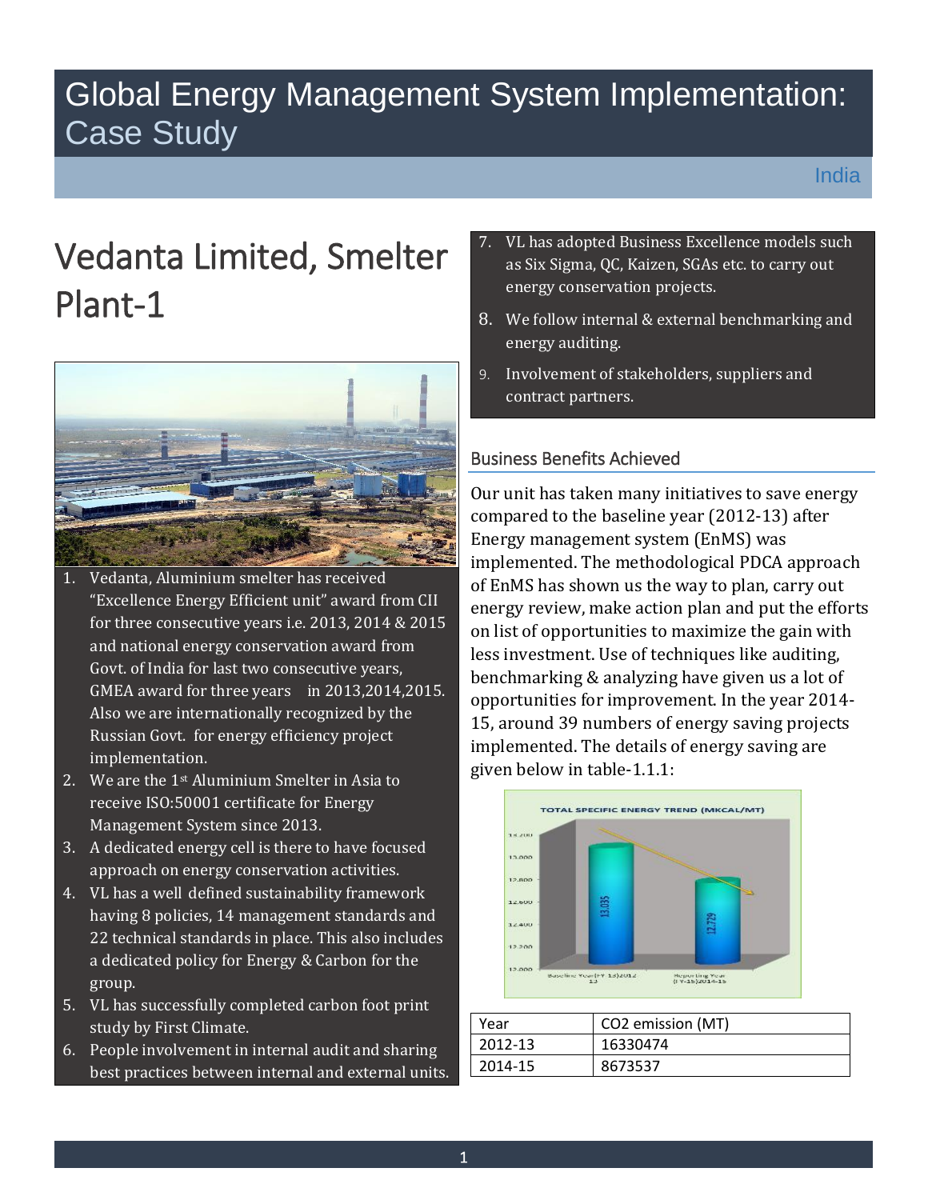# Global Energy Management System Implementation: Case Study

India

# Vedanta Limited, Smelter Plant-1

1. Vedanta, Aluminium smelter has received "Excellence Energy Efficient unit" award from CII for three consecutive years i.e. 2013, 2014 & 2015 and national energy conservation award from Govt. of India for last two consecutive years, GMEA award for three years in 2013,2014,2015. Also we are internationally recognized by the Russian Govt. for energy efficiency project implementation.
2. We are the 1st Aluminium Smelter in Asia to receive ISO:50001 certificate for Energy Management System since 2013.
3. A dedicated energy cell is there to have focused approach on energy conservation activities.
4. VL has a well defined sustainability framework having 8 policies, 14 management standards and 22 technical standards in place. This also includes a dedicated policy for Energy & Carbon for the group.
5. VL has successfully completed carbon foot print study by First Climate.
6. People involvement in internal audit and sharing best practices between internal and external units.
7. VL has adopted Business Excellence models such as Six Sigma, QC, Kaizen, SGAs etc. to carry out energy conservation projects.
8. We follow internal & external benchmarking and energy auditing.
9. Involvement of stakeholders, suppliers and contract partners.

## Business Benefits Achieved

Our unit has taken many initiatives to save energy compared to the baseline year (2012-13) after Energy management system (EnMS) was implemented. The methodological PDCA approach of EnMS has shown us the way to plan, carry out energy review, make action plan and put the efforts on list of opportunities to maximize the gain with less investment. Use of techniques like auditing, benchmarking & analyzing have given us a lot of opportunities for improvement. In the year 2014-15, around 39 numbers of energy saving projects implemented. The details of energy saving are given below in table-1.1.1:

TOTAL SPECIFIC ENERGY TREND (MKCAL/MT)

| Year | Total Specific Energy (MKCAL/MT) |
|---|---|
| Baseline Year (FY 13) 2012-13 | 13.035 |
| Reporting Year (FY-15) 2014-15 | 12.729 |

| Year | CO2 emission (MT) |
|---|---|
| 2012-13 | 16330474 |
| 2014-15 | 8673537 |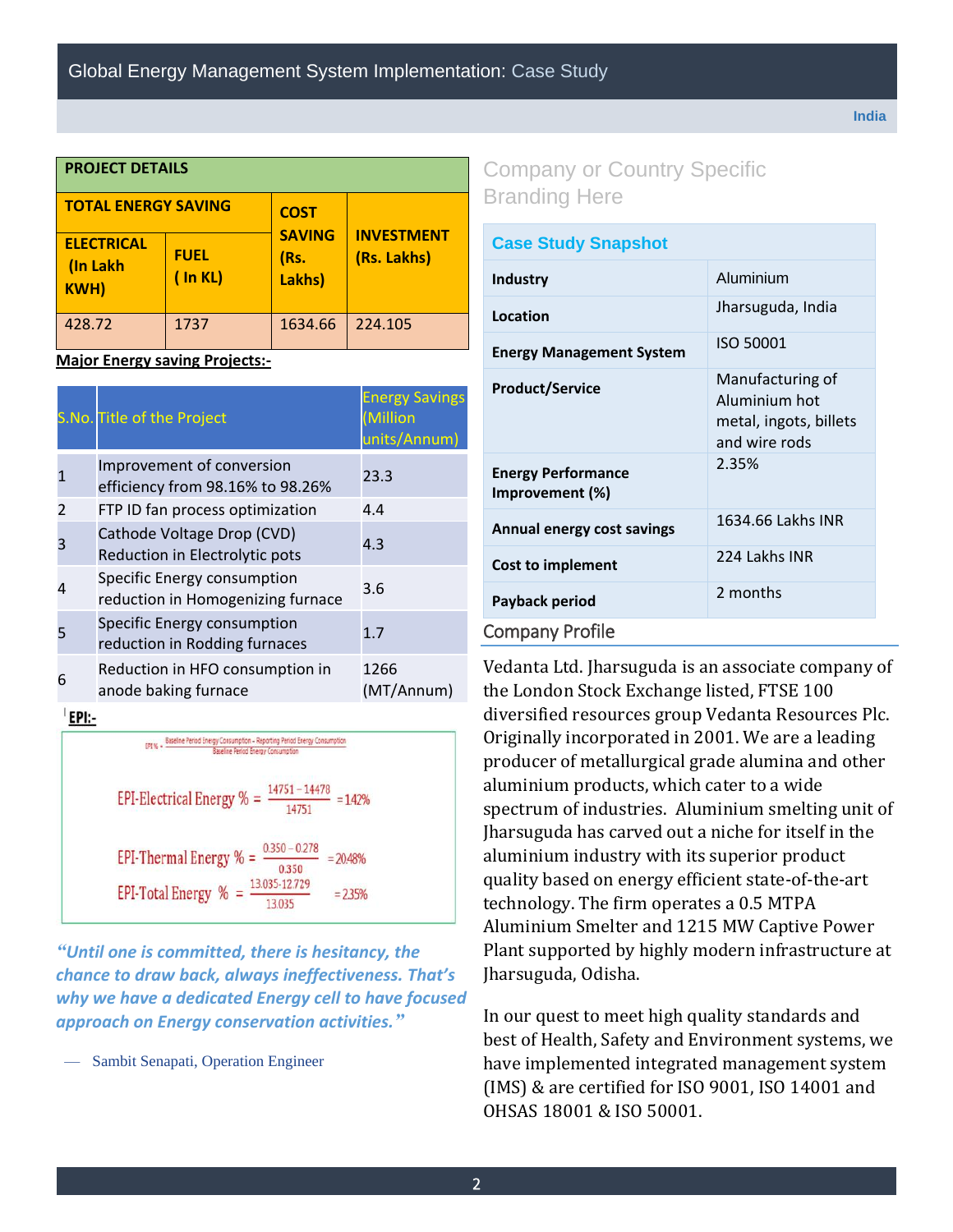India

| PROJECT DETAILS | | | |
|---|---|---|---|
| TOTAL ENERGY SAVING | | COST SAVING (Rs. Lakhs) | INVESTMENT (Rs. Lakhs) |
| ELECTRICAL (In Lakh KWH) | FUEL ( In KL) | | |
| 428.72 | 1737 | 1634.66 | 224.105 |

**Major Energy saving Projects:-**

| S.No. | Title of the Project | Energy Savings (Million units/Annum) |
|---|---|---|
| 1 | Improvement of conversion efficiency from 98.16% to 98.26% | 23.3 |
| 2 | FTP ID fan process optimization | 4.4 |
| 3 | Cathode Voltage Drop (CVD) Reduction in Electrolytic pots | 4.3 |
| 4 | Specific Energy consumption reduction in Homogenizing furnace | 3.6 |
| 5 | Specific Energy consumption reduction in Rodding furnaces | 1.7 |
| 6 | Reduction in HFO consumption in anode baking furnace | 1266 (MT/Annum) |

**EPI:-**

$$EPI\% = \frac{\text{Baseline Period Energy Consumption} - \text{Reporting Period Energy Consumption}}{\text{Baseline Period Energy Consumption}}$$

$$\text{EPI-Electrical Energy } \% = \frac{14751 - 14478}{14751} = 1.42\%$$

$$\text{EPI-Thermal Energy } \% = \frac{0.350 - 0.278}{0.350} = 20.48\%$$

$$\text{EPI-Total Energy } \% = \frac{13.035 - 12.729}{13.035} = 2.35\%$$

***"Until one is committed, there is hesitancy, the chance to draw back, always ineffectiveness. That's why we have a dedicated Energy cell to have focused approach on Energy conservation activities."***

— Sambit Senapati, Operation Engineer

Company or Country Specific Branding Here

| Case Study Snapshot | |
|---|---|
| **Industry** | Aluminium |
| **Location** | Jharsuguda, India |
| **Energy Management System** | ISO 50001 |
| **Product/Service** | Manufacturing of Aluminium hot metal, ingots, billets and wire rods |
| **Energy Performance Improvement (%)** | 2.35% |
| **Annual energy cost savings** | 1634.66 Lakhs INR |
| **Cost to implement** | 224 Lakhs INR |
| **Payback period** | 2 months |

## Company Profile

Vedanta Ltd. Jharsuguda is an associate company of the London Stock Exchange listed, FTSE 100 diversified resources group Vedanta Resources Plc. Originally incorporated in 2001. We are a leading producer of metallurgical grade alumina and other aluminium products, which cater to a wide spectrum of industries. Aluminium smelting unit of Jharsuguda has carved out a niche for itself in the aluminium industry with its superior product quality based on energy efficient state-of-the-art technology. The firm operates a 0.5 MTPA Aluminium Smelter and 1215 MW Captive Power Plant supported by highly modern infrastructure at Jharsuguda, Odisha.

In our quest to meet high quality standards and best of Health, Safety and Environment systems, we have implemented integrated management system (IMS) & are certified for ISO 9001, ISO 14001 and OHSAS 18001 & ISO 50001.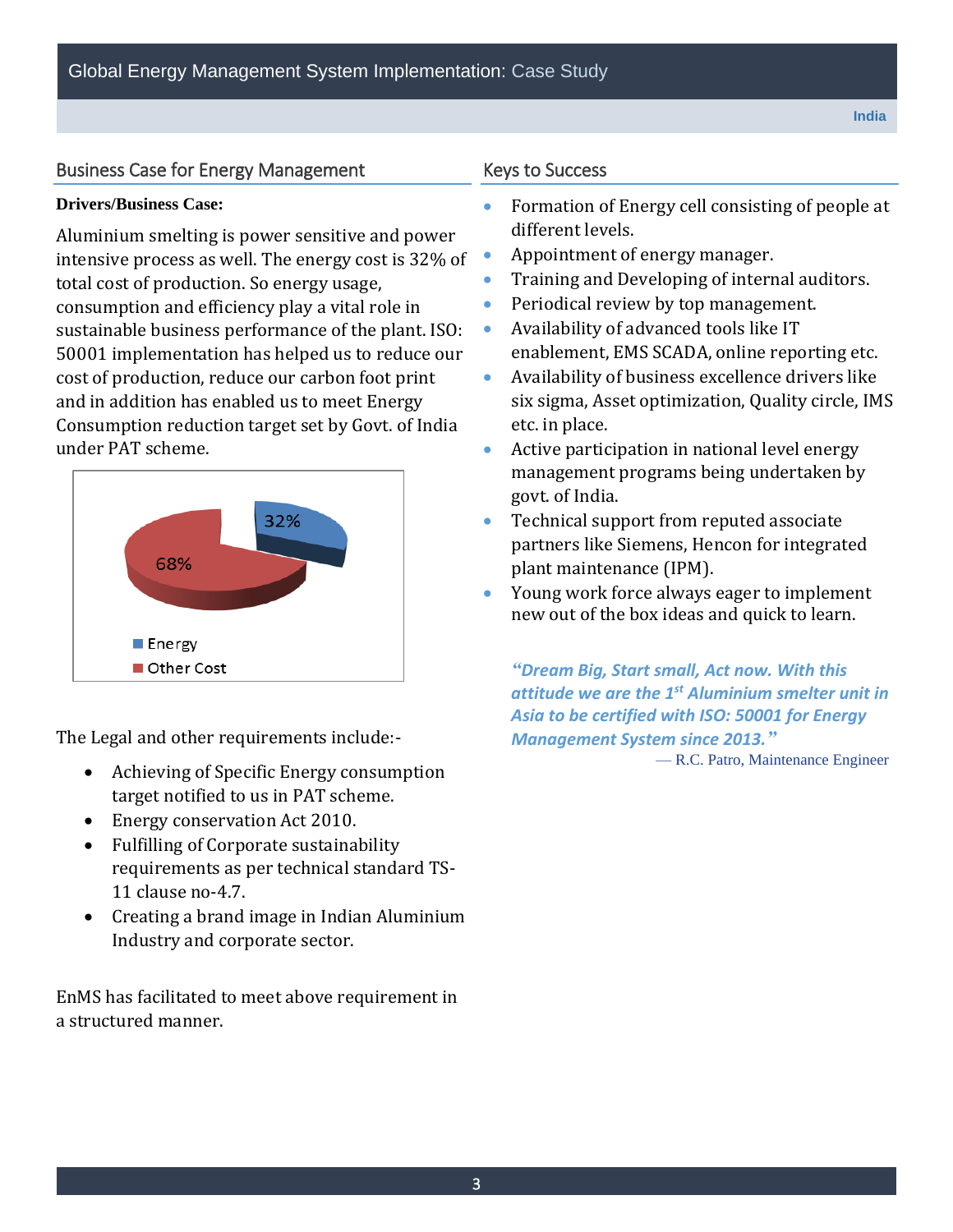## Business Case for Energy Management

**Drivers/Business Case:**

Aluminium smelting is power sensitive and power intensive process as well. The energy cost is 32% of total cost of production. So energy usage, consumption and efficiency play a vital role in sustainable business performance of the plant. ISO: 50001 implementation has helped us to reduce our cost of production, reduce our carbon foot print and in addition has enabled us to meet Energy Consumption reduction target set by Govt. of India under PAT scheme.

32%

68%

Energy

Other Cost

The Legal and other requirements include:-

- Achieving of Specific Energy consumption target notified to us in PAT scheme.
- Energy conservation Act 2010.
- Fulfilling of Corporate sustainability requirements as per technical standard TS-11 clause no-4.7.
- Creating a brand image in Indian Aluminium Industry and corporate sector.

EnMS has facilitated to meet above requirement in a structured manner.

## Keys to Success

- Formation of Energy cell consisting of people at different levels.
- Appointment of energy manager.
- Training and Developing of internal auditors.
- Periodical review by top management.
- Availability of advanced tools like IT enablement, EMS SCADA, online reporting etc.
- Availability of business excellence drivers like six sigma, Asset optimization, Quality circle, IMS etc. in place.
- Active participation in national level energy management programs being undertaken by govt. of India.
- Technical support from reputed associate partners like Siemens, Hencon for integrated plant maintenance (IPM).
- Young work force always eager to implement new out of the box ideas and quick to learn.

***"Dream Big, Start small, Act now. With this attitude we are the 1st Aluminium smelter unit in Asia to be certified with ISO: 50001 for Energy Management System since 2013."***

— R.C. Patro, Maintenance Engineer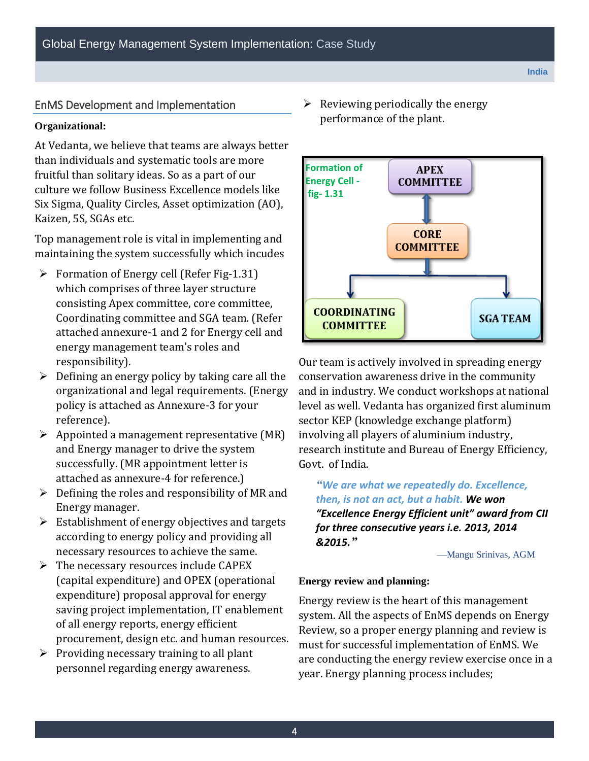## EnMS Development and Implementation

**Organizational:**

At Vedanta, we believe that teams are always better than individuals and systematic tools are more fruitful than solitary ideas. So as a part of our culture we follow Business Excellence models like Six Sigma, Quality Circles, Asset optimization (AO), Kaizen, 5S, SGAs etc.

Top management role is vital in implementing and maintaining the system successfully which incudes

- Formation of Energy cell (Refer Fig-1.31) which comprises of three layer structure consisting Apex committee, core committee, Coordinating committee and SGA team. (Refer attached annexure-1 and 2 for Energy cell and energy management team's roles and responsibility).
- Defining an energy policy by taking care all the organizational and legal requirements. (Energy policy is attached as Annexure-3 for your reference).
- Appointed a management representative (MR) and Energy manager to drive the system successfully. (MR appointment letter is attached as annexure-4 for reference.)
- Defining the roles and responsibility of MR and Energy manager.
- Establishment of energy objectives and targets according to energy policy and providing all necessary resources to achieve the same.
- The necessary resources include CAPEX (capital expenditure) and OPEX (operational expenditure) proposal approval for energy saving project implementation, IT enablement of all energy reports, energy efficient procurement, design etc. and human resources.
- Providing necessary training to all plant personnel regarding energy awareness.
- Reviewing periodically the energy performance of the plant.

Formation of Energy Cell - fig- 1.31

APEX COMMITTEE → CORE COMMITTEE → COORDINATING COMMITTEE / SGA TEAM

Our team is actively involved in spreading energy conservation awareness drive in the community and in industry. We conduct workshops at national level as well. Vedanta has organized first aluminum sector KEP (knowledge exchange platform) involving all players of aluminium industry, research institute and Bureau of Energy Efficiency, Govt. of India.

> *"We are what we repeatedly do. Excellence, then, is not an act, but a habit.* ***We won "Excellence Energy Efficient unit" award from CII for three consecutive years i.e. 2013, 2014 &2015."***
>
> —Mangu Srinivas, AGM

**Energy review and planning:**

Energy review is the heart of this management system. All the aspects of EnMS depends on Energy Review, so a proper energy planning and review is must for successful implementation of EnMS. We are conducting the energy review exercise once in a year. Energy planning process includes;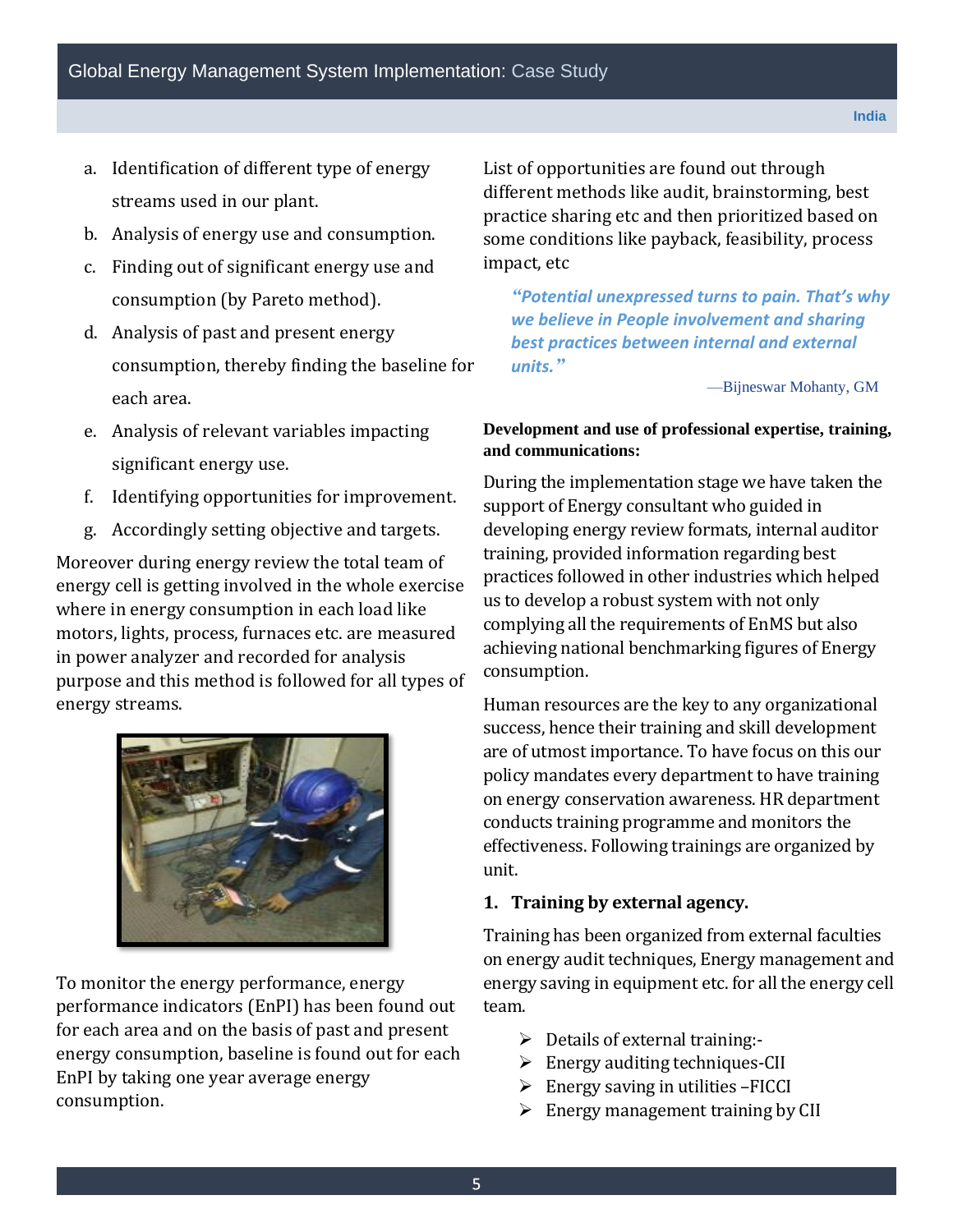a. Identification of different type of energy streams used in our plant.
b. Analysis of energy use and consumption.
c. Finding out of significant energy use and consumption (by Pareto method).
d. Analysis of past and present energy consumption, thereby finding the baseline for each area.
e. Analysis of relevant variables impacting significant energy use.
f. Identifying opportunities for improvement.
g. Accordingly setting objective and targets.

Moreover during energy review the total team of energy cell is getting involved in the whole exercise where in energy consumption in each load like motors, lights, process, furnaces etc. are measured in power analyzer and recorded for analysis purpose and this method is followed for all types of energy streams.

To monitor the energy performance, energy performance indicators (EnPI) has been found out for each area and on the basis of past and present energy consumption, baseline is found out for each EnPI by taking one year average energy consumption.

List of opportunities are found out through different methods like audit, brainstorming, best practice sharing etc and then prioritized based on some conditions like payback, feasibility, process impact, etc

> ***"Potential unexpressed turns to pain. That's why we believe in People involvement and sharing best practices between internal and external units."***
>
> —Bijneswar Mohanty, GM

**Development and use of professional expertise, training, and communications:**

During the implementation stage we have taken the support of Energy consultant who guided in developing energy review formats, internal auditor training, provided information regarding best practices followed in other industries which helped us to develop a robust system with not only complying all the requirements of EnMS but also achieving national benchmarking figures of Energy consumption.

Human resources are the key to any organizational success, hence their training and skill development are of utmost importance. To have focus on this our policy mandates every department to have training on energy conservation awareness. HR department conducts training programme and monitors the effectiveness. Following trainings are organized by unit.

**1. Training by external agency.**

Training has been organized from external faculties on energy audit techniques, Energy management and energy saving in equipment etc. for all the energy cell team.

- Details of external training:-
- Energy auditing techniques-CII
- Energy saving in utilities –FICCI
- Energy management training by CII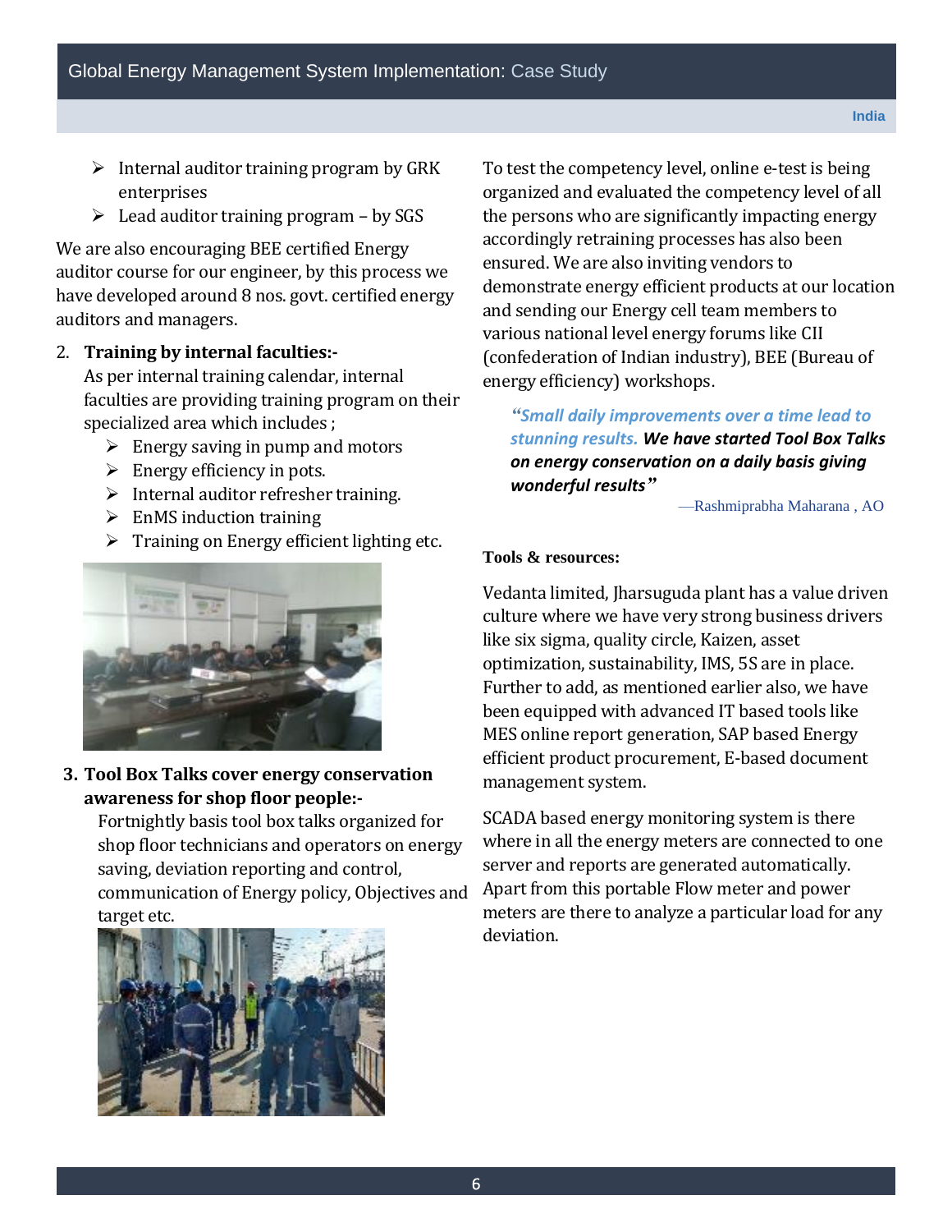- Internal auditor training program by GRK enterprises
- Lead auditor training program – by SGS

We are also encouraging BEE certified Energy auditor course for our engineer, by this process we have developed around 8 nos. govt. certified energy auditors and managers.

2. **Training by internal faculties:-**
   As per internal training calendar, internal faculties are providing training program on their specialized area which includes ;
   - Energy saving in pump and motors
   - Energy efficiency in pots.
   - Internal auditor refresher training.
   - EnMS induction training
   - Training on Energy efficient lighting etc.

3. **Tool Box Talks cover energy conservation awareness for shop floor people:-**
   Fortnightly basis tool box talks organized for shop floor technicians and operators on energy saving, deviation reporting and control, communication of Energy policy, Objectives and target etc.

To test the competency level, online e-test is being organized and evaluated the competency level of all the persons who are significantly impacting energy accordingly retraining processes has also been ensured. We are also inviting vendors to demonstrate energy efficient products at our location and sending our Energy cell team members to various national level energy forums like CII (confederation of Indian industry), BEE (Bureau of energy efficiency) workshops.

> ***"Small daily improvements over a time lead to stunning results. We have started Tool Box Talks on energy conservation on a daily basis giving wonderful results"***
>
> —Rashmiprabha Maharana , AO

**Tools & resources:**

Vedanta limited, Jharsuguda plant has a value driven culture where we have very strong business drivers like six sigma, quality circle, Kaizen, asset optimization, sustainability, IMS, 5S are in place. Further to add, as mentioned earlier also, we have been equipped with advanced IT based tools like MES online report generation, SAP based Energy efficient product procurement, E-based document management system.

SCADA based energy monitoring system is there where in all the energy meters are connected to one server and reports are generated automatically. Apart from this portable Flow meter and power meters are there to analyze a particular load for any deviation.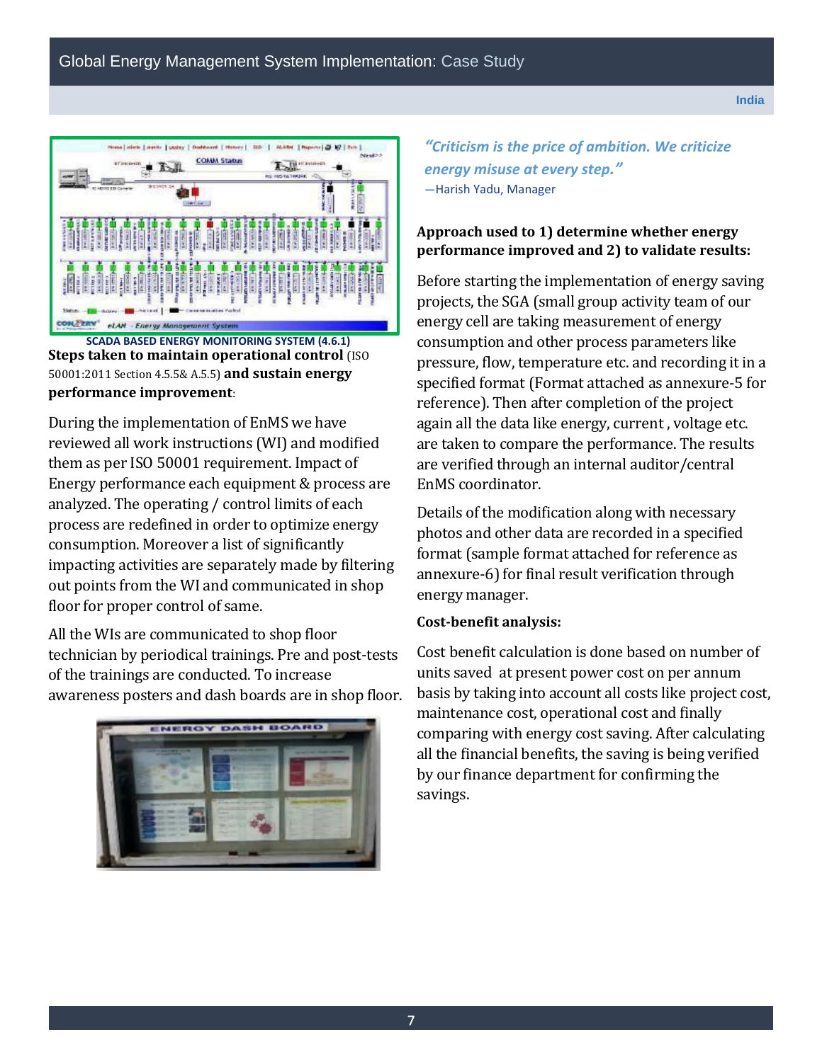SCADA BASED ENERGY MONITORING SYSTEM (4.6.1)

**Steps taken to maintain operational control** (ISO 50001:2011 Section 4.5.5& A.5.5) **and sustain energy performance improvement**:

During the implementation of EnMS we have reviewed all work instructions (WI) and modified them as per ISO 50001 requirement. Impact of Energy performance each equipment & process are analyzed. The operating / control limits of each process are redefined in order to optimize energy consumption. Moreover a list of significantly impacting activities are separately made by filtering out points from the WI and communicated in shop floor for proper control of same.

All the WIs are communicated to shop floor technician by periodical trainings. Pre and post-tests of the trainings are conducted. To increase awareness posters and dash boards are in shop floor.

*"Criticism is the price of ambition. We criticize energy misuse at every step."*
—Harish Yadu, Manager

**Approach used to 1) determine whether energy performance improved and 2) to validate results:**

Before starting the implementation of energy saving projects, the SGA (small group activity team of our energy cell are taking measurement of energy consumption and other process parameters like pressure, flow, temperature etc. and recording it in a specified format (Format attached as annexure-5 for reference). Then after completion of the project again all the data like energy, current , voltage etc. are taken to compare the performance. The results are verified through an internal auditor/central EnMS coordinator.

Details of the modification along with necessary photos and other data are recorded in a specified format (sample format attached for reference as annexure-6) for final result verification through energy manager.

**Cost-benefit analysis:**

Cost benefit calculation is done based on number of units saved at present power cost on per annum basis by taking into account all costs like project cost, maintenance cost, operational cost and finally comparing with energy cost saving. After calculating all the financial benefits, the saving is being verified by our finance department for confirming the savings.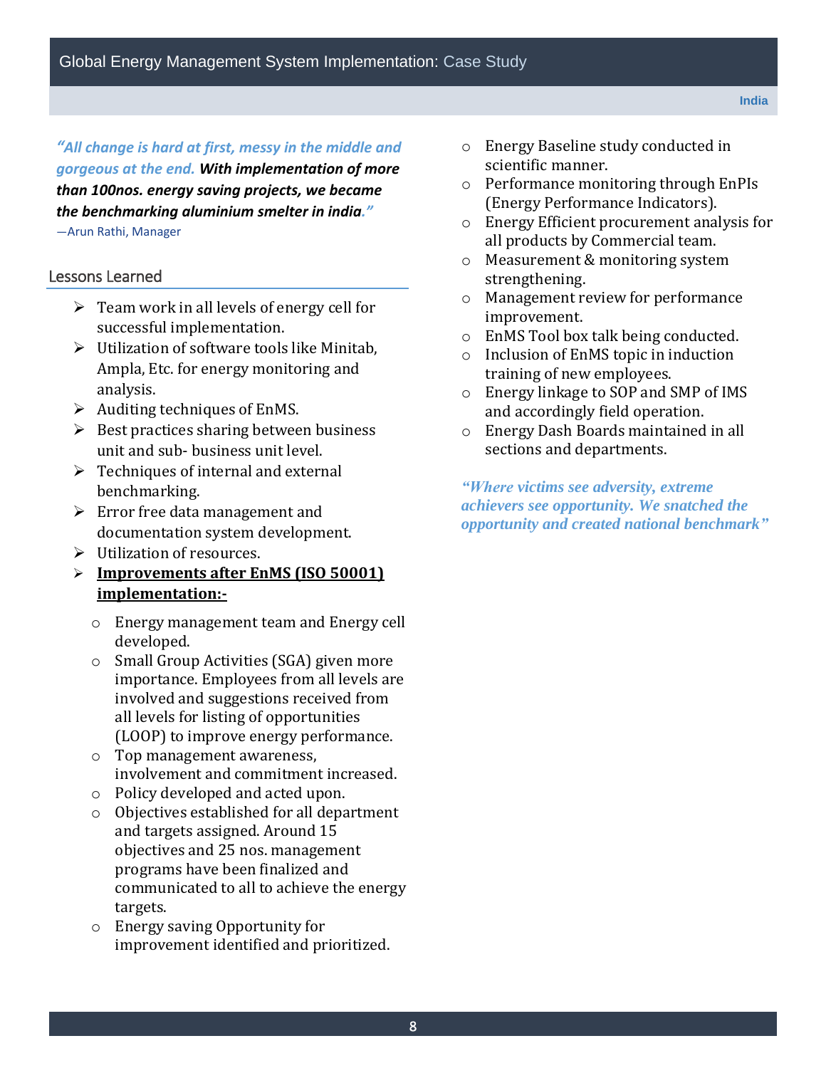*"All change is hard at first, messy in the middle and gorgeous at the end.* ***With implementation of more than 100nos. energy saving projects, we became the benchmarking aluminium smelter in india****."*

—Arun Rathi, Manager

## Lessons Learned

- Team work in all levels of energy cell for successful implementation.
- Utilization of software tools like Minitab, Ampla, Etc. for energy monitoring and analysis.
- Auditing techniques of EnMS.
- Best practices sharing between business unit and sub- business unit level.
- Techniques of internal and external benchmarking.
- Error free data management and documentation system development.
- Utilization of resources.
- **Improvements after EnMS (ISO 50001) implementation:-**
  - Energy management team and Energy cell developed.
  - Small Group Activities (SGA) given more importance. Employees from all levels are involved and suggestions received from all levels for listing of opportunities (LOOP) to improve energy performance.
  - Top management awareness, involvement and commitment increased.
  - Policy developed and acted upon.
  - Objectives established for all department and targets assigned. Around 15 objectives and 25 nos. management programs have been finalized and communicated to all to achieve the energy targets.
  - Energy saving Opportunity for improvement identified and prioritized.
  - Energy Baseline study conducted in scientific manner.
  - Performance monitoring through EnPIs (Energy Performance Indicators).
  - Energy Efficient procurement analysis for all products by Commercial team.
  - Measurement & monitoring system strengthening.
  - Management review for performance improvement.
  - EnMS Tool box talk being conducted.
  - Inclusion of EnMS topic in induction training of new employees.
  - Energy linkage to SOP and SMP of IMS and accordingly field operation.
  - Energy Dash Boards maintained in all sections and departments.

***"Where victims see adversity, extreme achievers see opportunity. We snatched the opportunity and created national benchmark"***